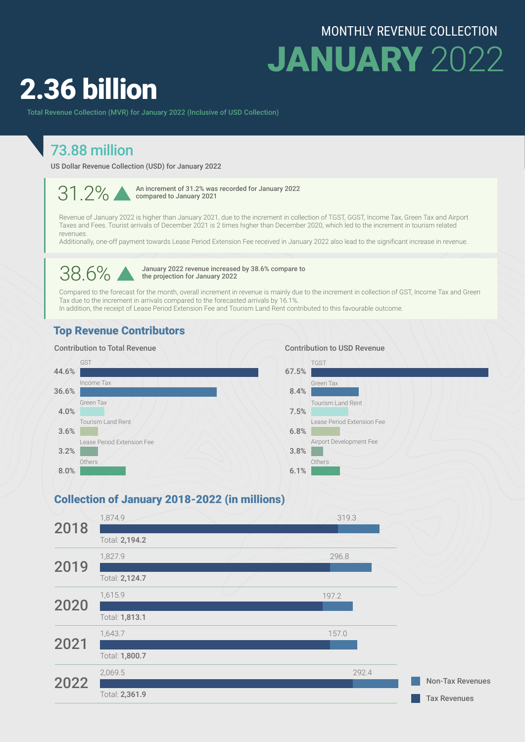MONTHLY REVENUE COLLECTION

# JANUARY 2022

# 2.36 billion

Total Revenue Collection (MVR) for January 2022 (Inclusive of USD Collection)

## 73.88 million

US Dollar Revenue Collection (USD) for January 2022

**31.2%** ▲ An increment of 31.2% was recorded for January 2022 compared to January 2021

Revenue of January 2022 is higher than January 2021, due to the increment in collection of TGST, GGST, Income Tax, Green Tax and Airport Taxes and Fees. Tourist arrivals of December 2021 is 2 times higher than December 2020, which led to the increment in tourism related revenues.
Additionally, one-off payment towards Lease Period Extension Fee received in January 2022 also lead to the significant increase in revenue.

**38.6%** ▲ January 2022 revenue increased by 38.6% compare to the projection for January 2022

Compared to the forecast for the month, overall increment in revenue is mainly due to the increment in collection of GST, Income Tax and Green Tax due to the increment in arrivals compared to the forecasted arrivals by 16.1%.
In addition, the receipt of Lease Period Extension Fee and Tourism Land Rent contributed to this favourable outcome.

## Top Revenue Contributors

### Contribution to Total Revenue

| Revenue | Share |
|---|---|
| GST | 44.6% |
| Income Tax | 36.6% |
| Green Tax | 4.0% |
| Tourism Land Rent | 3.6% |
| Lease Period Extension Fee | 3.2% |
| Others | 8.0% |

### Contribution to USD Revenue

| Revenue | Share |
|---|---|
| TGST | 67.5% |
| Green Tax | 8.4% |
| Tourism Land Rent | 7.5% |
| Lease Period Extension Fee | 6.8% |
| Airport Development Fee | 3.8% |
| Others | 6.1% |

## Collection of January 2018-2022 (in millions)

| Year | Tax Revenues | Non-Tax Revenues | Total |
|---|---|---|---|
| 2018 | 1,874.9 | 319.3 | 2,194.2 |
| 2019 | 1,827.9 | 296.8 | 2,124.7 |
| 2020 | 1,615.9 | 197.2 | 1,813.1 |
| 2021 | 1,643.7 | 157.0 | 1,800.7 |
| 2022 | 2,069.5 | 292.4 | 2,361.9 |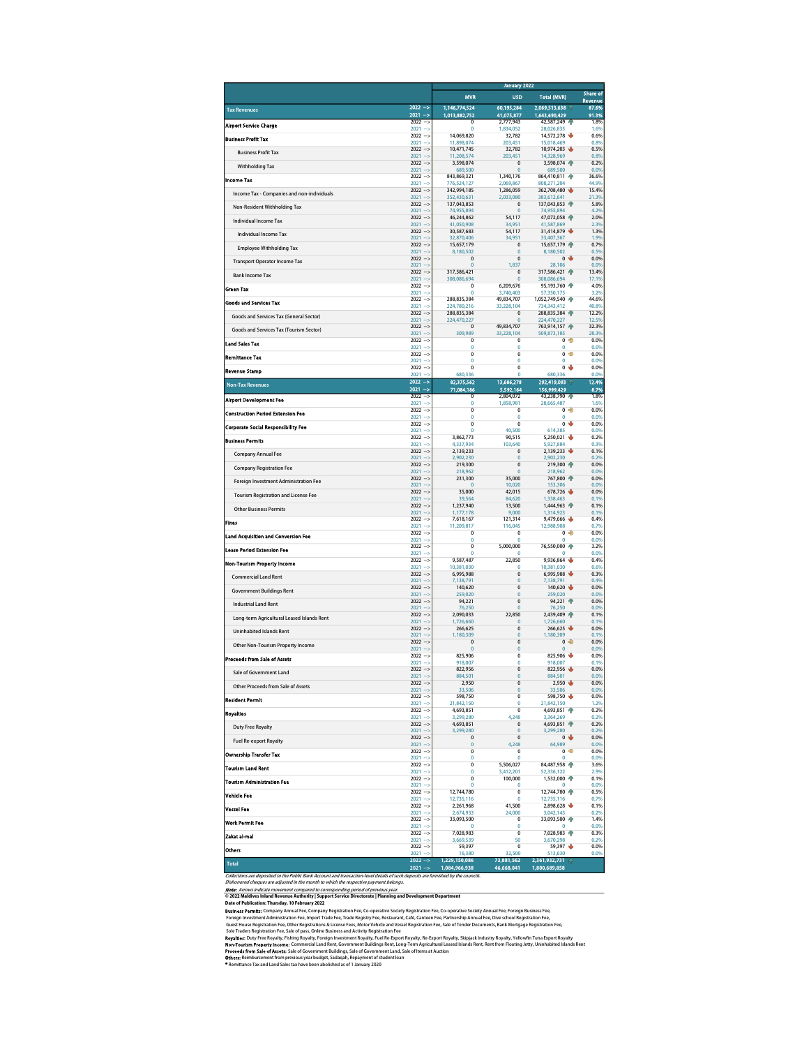| | | January 2022 | | | |
|---|---|---|---|---|---|
| | | MVR | USD | Total (MVR) | Share of Revenue |
| **Tax Revenues** | 2022 --> | 1,146,774,524 | 60,195,284 | 2,069,513,638 | 87.6% |
| | 2021 --> | 1,013,882,752 | 41,075,877 | 1,643,690,429 | 91.3% |
| **Airport Service Charge** | 2022 --> | 0 | 2,777,943 | 42,587,249 | 1.8% |
| | 2021 --> | 0 | 1,834,052 | 28,026,835 | 1.6% |
| **Business Profit Tax** | 2022 --> | 14,069,820 | 32,782 | 14,572,278 | 0.6% |
| | 2021 --> | 11,898,074 | 203,451 | 15,018,469 | 0.8% |
| Business Profit Tax | 2022 --> | 10,471,745 | 32,782 | 10,974,203 | 0.5% |
| | 2021 --> | 11,208,574 | 203,451 | 14,328,969 | 0.8% |
| Withholding Tax | 2022 --> | 3,598,074 | 0 | 3,598,074 | 0.2% |
| | 2021 --> | 689,500 | 0 | 689,500 | 0.0% |
| **Income Tax** | 2022 --> | 843,869,321 | 1,340,176 | 864,410,811 | 36.6% |
| | 2021 --> | 776,524,127 | 2,069,867 | 808,271,204 | 44.9% |
| Income Tax - Companies and non-individuals | 2022 --> | 342,994,185 | 1,286,059 | 362,708,480 | 15.4% |
| | 2021 --> | 352,430,631 | 2,033,080 | 383,612,641 | 21.3% |
| Non-Resident Withholding Tax | 2022 --> | 137,043,853 | 0 | 137,043,853 | 5.8% |
| | 2021 --> | 74,955,894 | 0 | 74,955,894 | 4.2% |
| Individual Income Tax | 2022 --> | 46,244,862 | 54,117 | 47,072,058 | 2.0% |
| | 2021 --> | 41,050,908 | 34,951 | 41,587,869 | 2.3% |
| Individual Income Tax | 2022 --> | 30,587,683 | 54,117 | 31,414,879 | 1.3% |
| | 2021 --> | 32,870,406 | 34,951 | 33,407,367 | 1.9% |
| Employee Withholding Tax | 2022 --> | 15,657,179 | 0 | 15,657,179 | 0.7% |
| | 2021 --> | 8,180,502 | 0 | 8,180,502 | 0.5% |
| Transport Operator Income Tax | 2022 --> | 0 | 0 | 0 | 0.0% |
| | 2021 --> | 0 | 1,837 | 28,106 | 0.0% |
| Bank Income Tax | 2022 --> | 317,586,421 | 0 | 317,586,421 | 13.4% |
| | 2021 --> | 308,086,694 | 0 | 308,086,694 | 17.1% |
| **Green Tax** | 2022 --> | 0 | 6,209,676 | 95,193,760 | 4.0% |
| | 2021 --> | 0 | 3,740,403 | 57,350,175 | 3.2% |
| **Goods and Services Tax** | 2022 --> | 288,835,384 | 49,834,707 | 1,052,749,540 | 44.6% |
| | 2021 --> | 224,780,216 | 33,228,104 | 734,343,412 | 40.8% |
| Goods and Services Tax (General Sector) | 2022 --> | 288,835,384 | 0 | 288,835,384 | 12.2% |
| | 2021 --> | 224,470,227 | 0 | 224,470,227 | 12.5% |
| Goods and Services Tax (Tourism Sector) | 2022 --> | 0 | 49,834,707 | 763,914,157 | 32.3% |
| | 2021 --> | 309,989 | 33,228,104 | 509,873,185 | 28.3% |
| **Land Sales Tax** | 2022 --> | 0 | 0 | 0 | 0.0% |
| | 2021 --> | 0 | 0 | 0 | 0.0% |
| **Remittance Tax** | 2022 --> | 0 | 0 | 0 | 0.0% |
| | 2021 --> | 0 | 0 | 0 | 0.0% |
| **Revenue Stamp** | 2022 --> | 0 | 0 | 0 | 0.0% |
| | 2021 --> | 680,336 | 0 | 680,336 | 0.0% |
| **Non-Tax Revenues** | 2022 --> | 82,375,562 | 13,686,278 | 292,419,093 | 12.4% |
| | 2021 --> | 71,084,186 | 5,592,164 | 156,999,429 | 8.7% |
| **Airport Development Fee** | 2022 --> | 0 | 2,804,072 | 43,238,790 | 1.8% |
| | 2021 --> | 0 | 1,858,981 | 28,665,487 | 1.6% |
| **Construction Period Extension Fee** | 2022 --> | 0 | 0 | 0 | 0.0% |
| | 2021 --> | 0 | 0 | 0 | 0.0% |
| **Corporate Social Responsibility Fee** | 2022 --> | 0 | 0 | 0 | 0.0% |
| | 2021 --> | 0 | 40,500 | 614,385 | 0.0% |
| **Business Permits** | 2022 --> | 3,862,773 | 90,515 | 5,250,021 | 0.2% |
| | 2021 --> | 4,337,934 | 103,640 | 5,927,884 | 0.3% |
| Company Annual Fee | 2022 --> | 2,139,233 | 0 | 2,139,233 | 0.1% |
| | 2021 --> | 2,902,230 | 0 | 2,902,230 | 0.2% |
| Company Registration Fee | 2022 --> | 219,300 | 0 | 219,300 | 0.0% |
| | 2021 --> | 218,962 | 0 | 218,962 | 0.0% |
| Foreign Investment Administration Fee | 2022 --> | 231,300 | 35,000 | 767,800 | 0.0% |
| | 2021 --> | 0 | 10,020 | 153,306 | 0.0% |
| Tourism Registration and License Fee | 2022 --> | 35,000 | 42,015 | 678,726 | 0.0% |
| | 2021 --> | 39,564 | 84,620 | 1,338,463 | 0.1% |
| Other Business Permits | 2022 --> | 1,237,940 | 13,500 | 1,444,963 | 0.1% |
| | 2021 --> | 1,177,178 | 9,000 | 1,314,923 | 0.1% |
| **Fines** | 2022 --> | 7,618,167 | 121,314 | 9,479,666 | 0.4% |
| | 2021 --> | 11,209,817 | 116,045 | 12,988,908 | 0.7% |
| **Land Acquisition and Conversion Fee** | 2022 --> | 0 | 0 | 0 | 0.0% |
| | 2021 --> | 0 | 0 | 0 | 0.0% |
| **Lease Period Extension Fee** | 2022 --> | 0 | 5,000,000 | 76,550,000 | 3.2% |
| | 2021 --> | 0 | 0 | 0 | 0.0% |
| **Non-Tourism Property Income** | 2022 --> | 9,587,487 | 22,850 | 9,936,864 | 0.4% |
| | 2021 --> | 10,381,030 | 0 | 10,381,030 | 0.6% |
| Commercial Land Rent | 2022 --> | 6,995,988 | 0 | 6,995,988 | 0.3% |
| | 2021 --> | 7,138,791 | 0 | 7,138,791 | 0.4% |
| Government Buildings Rent | 2022 --> | 140,620 | 0 | 140,620 | 0.0% |
| | 2021 --> | 259,020 | 0 | 259,020 | 0.0% |
| Industrial Land Rent | 2022 --> | 94,221 | 0 | 94,221 | 0.0% |
| | 2021 --> | 76,250 | 0 | 76,250 | 0.0% |
| Long-term Agricultural Leased Islands Rent | 2022 --> | 2,090,033 | 22,850 | 2,439,409 | 0.1% |
| | 2021 --> | 1,726,660 | 0 | 1,726,660 | 0.1% |
| Uninhabited Islands Rent | 2022 --> | 266,625 | 0 | 266,625 | 0.0% |
| | 2021 --> | 1,180,309 | 0 | 1,180,309 | 0.1% |
| Other Non-Tourism Property Income | 2022 --> | 0 | 0 | 0 | 0.0% |
| | 2021 --> | 0 | 0 | 0 | 0.0% |
| **Proceeds from Sale of Assets** | 2022 --> | 825,906 | 0 | 825,906 | 0.0% |
| | 2021 --> | 918,007 | 0 | 918,007 | 0.1% |
| Sale of Government Land | 2022 --> | 822,956 | 0 | 822,956 | 0.0% |
| | 2021 --> | 884,501 | 0 | 884,501 | 0.0% |
| Other Proceeds from Sale of Assets | 2022 --> | 2,950 | 0 | 2,950 | 0.0% |
| | 2021 --> | 33,506 | 0 | 33,506 | 0.0% |
| **Resident Permit** | 2022 --> | 598,750 | 0 | 598,750 | 0.0% |
| | 2021 --> | 21,842,150 | 0 | 21,842,150 | 1.2% |
| **Royalties** | 2022 --> | 4,693,851 | 0 | 4,693,851 | 0.2% |
| | 2021 --> | 3,299,280 | 4,248 | 3,364,269 | 0.2% |
| Duty Free Royalty | 2022 --> | 4,693,851 | 0 | 4,693,851 | 0.2% |
| | 2021 --> | 3,299,280 | 0 | 3,299,280 | 0.2% |
| Fuel Re-export Royalty | 2022 --> | 0 | 0 | 0 | 0.0% |
| | 2021 --> | 0 | 4,248 | 64,989 | 0.0% |
| **Ownership Transfer Tax** | 2022 --> | 0 | 0 | 0 | 0.0% |
| | 2021 --> | 0 | 0 | 0 | 0.0% |
| **Tourism Land Rent** | 2022 --> | 0 | 5,506,027 | 84,487,958 | 3.6% |
| | 2021 --> | 0 | 3,412,201 | 52,336,122 | 2.9% |
| **Tourism Administration Fee** | 2022 --> | 0 | 100,000 | 1,532,000 | 0.1% |
| | 2021 --> | 0 | 0 | 0 | 0.0% |
| **Vehicle Fee** | 2022 --> | 12,744,780 | 0 | 12,744,780 | 0.5% |
| | 2021 --> | 12,735,116 | 0 | 12,735,116 | 0.7% |
| **Vessel Fee** | 2022 --> | 2,261,968 | 41,500 | 2,898,628 | 0.1% |
| | 2021 --> | 2,674,933 | 24,000 | 3,042,143 | 0.2% |
| **Work Permit Fee** | 2022 --> | 33,093,500 | 0 | 33,093,500 | 1.4% |
| | 2021 --> | 0 | 0 | 0 | 0.0% |
| **Zakat al-mal** | 2022 --> | 7,028,983 | 0 | 7,028,983 | 0.3% |
| | 2021 --> | 3,669,539 | 50 | 3,670,298 | 0.2% |
| **Others** | 2022 --> | 59,397 | 0 | 59,397 | 0.0% |
| | 2021 --> | 16,380 | 32,500 | 513,630 | 0.0% |
| **Total** | 2022 --> | 1,229,150,086 | 73,881,562 | 2,361,932,731 | |
| | 2021 --> | 1,084,966,938 | 46,668,041 | 1,800,689,858 | |

*Collections are deposited to the Public Bank Account and transaction-level details of such deposits are furnished by the councils.*
*Dishonored cheques are adjusted in the month to which the respective payment belongs.*

***Note:*** *Arrows indicate movement compared to corresponding period of previous year.*

**© 2022 Maldives Inland Revenue Authority | Support Service Directorate | Planning and Development Department**

**Date of Publication: Thursday, 10 February 2022**

**Business Permits:** Company Annual Fee, Company Registration Fee, Co-operative Society Registration Fee, Co-operative Society Annual Fee, Foreign Business Fee, Foreign Investment Administration Fee, Import Trade Fee, Trade Registry Fee, Restaurant, Café, Canteen Fee, Partnership Annual Fee, Dive school Registration Fee, Guest House Registration Fee, Other Registrations & License Fees, Motor Vehicle and Vessel Registration Fee, Sale of Tender Documents, Bank Mortgage Registration Fee, Sole Traders Registration Fee, Sale of pass, Online Business and Activity Registration Fee

**Royalties:** Duty Free Royalty, Fishing Royalty, Foreign Investment Royalty, Fuel Re-Export Royalty, Re-Export Royalty, Skipjack Industry Royalty, Yellowfin Tuna Export Royalty

**Non-Tourism Property Income:** Commercial Land Rent, Government Buildings Rent, Long-Term Agricultural Leased Islands Rent, Rent from Floating Jetty, Uninhabited Islands Rent

**Proceeds from Sale of Assets:** Sale of Government Buildings, Sale of Government Land, Sale of Items at Auction

**Others:** Reimbursement from previous year budget, Sadaqah, Repayment of student loan

* Remittance Tax and Land Sales tax have been abolished as of 1 January 2020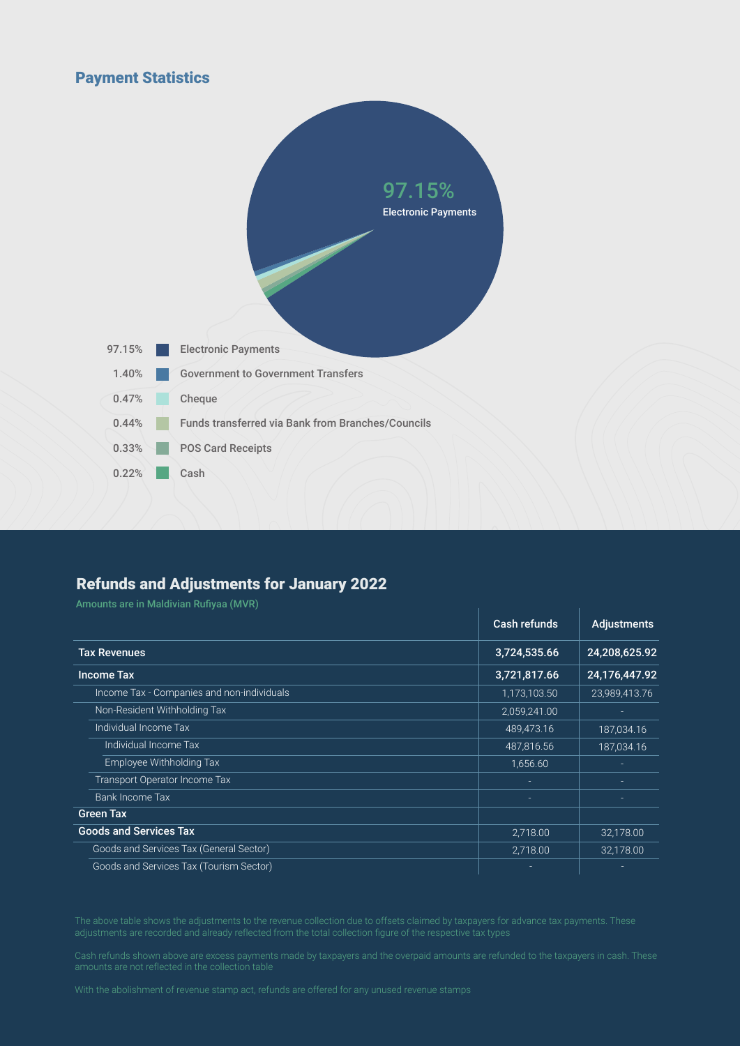## Payment Statistics

97.15%
Electronic Payments

97.15% Electronic Payments
1.40% Government to Government Transfers
0.47% Cheque
0.44% Funds transferred via Bank from Branches/Councils
0.33% POS Card Receipts
0.22% Cash

## Refunds and Adjustments for January 2022

Amounts are in Maldivian Rufiyaa (MVR)

| | Cash refunds | Adjustments |
|---|---|---|
| **Tax Revenues** | **3,724,535.66** | **24,208,625.92** |
| **Income Tax** | **3,721,817.66** | **24,176,447.92** |
| Income Tax - Companies and non-individuals | 1,173,103.50 | 23,989,413.76 |
| Non-Resident Withholding Tax | 2,059,241.00 | - |
| Individual Income Tax | 489,473.16 | 187,034.16 |
| Individual Income Tax | 487,816.56 | 187,034.16 |
| Employee Withholding Tax | 1,656.60 | - |
| Transport Operator Income Tax | - | - |
| Bank Income Tax | - | - |
| **Green Tax** | | |
| **Goods and Services Tax** | 2,718.00 | 32,178.00 |
| Goods and Services Tax (General Sector) | 2,718.00 | 32,178.00 |
| Goods and Services Tax (Tourism Sector) | - | - |

The above table shows the adjustments to the revenue collection due to offsets claimed by taxpayers for advance tax payments. These adjustments are recorded and already reflected from the total collection figure of the respective tax types

Cash refunds shown above are excess payments made by taxpayers and the overpaid amounts are refunded to the taxpayers in cash. These amounts are not reflected in the collection table

With the abolishment of revenue stamp act, refunds are offered for any unused revenue stamps